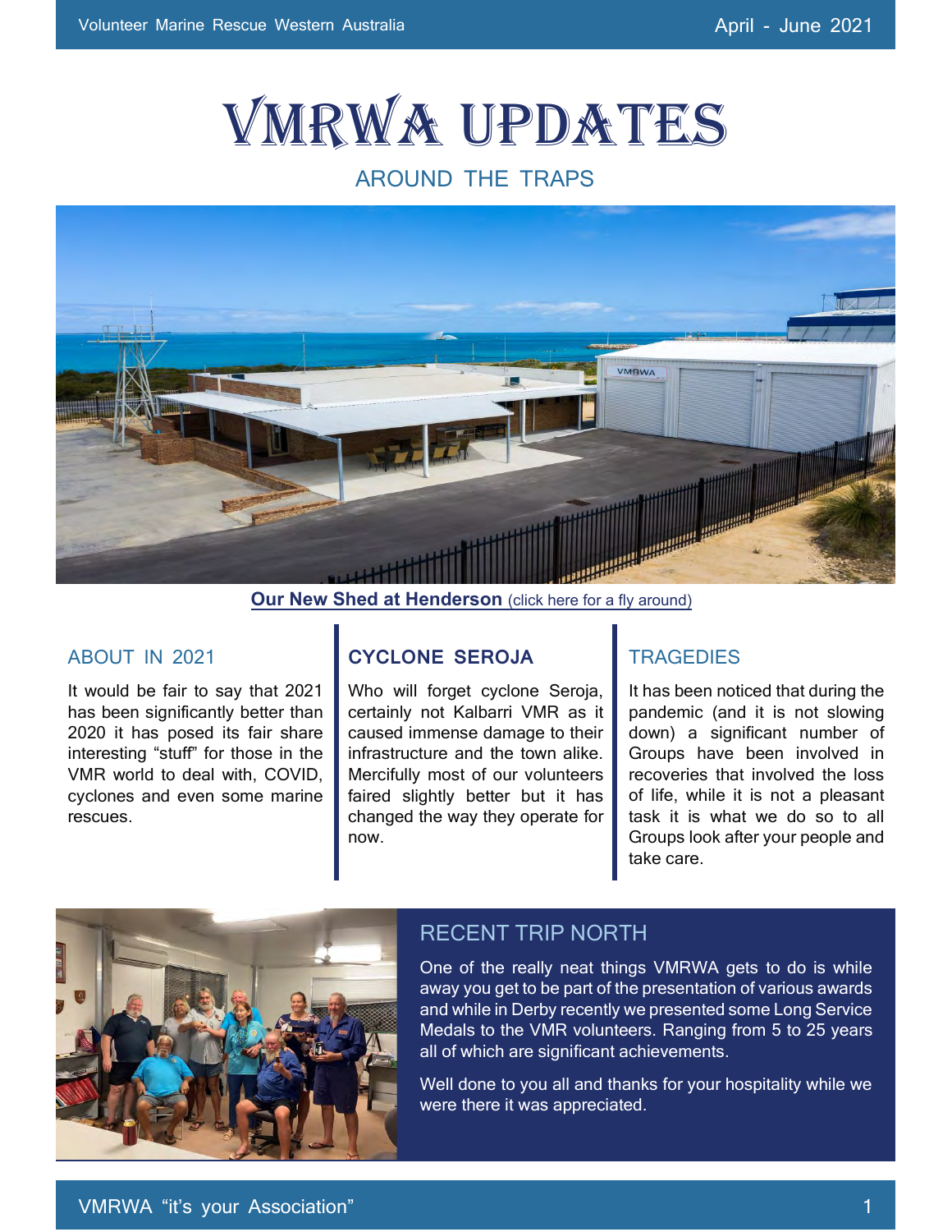# VMRWA UPDATES

## AROUND THE TRAPS

**Our New Shed at Henderson** (click here for a fly around)

### ABOUT IN 2021

It would be fair to say that 2021 has been significantly better than 2020 it has posed its fair share interesting "stuff" for those in the VMR world to deal with, COVID, cyclones and even some marine rescues.

### CYCLONE SEROJA

Who will forget cyclone Seroja, certainly not Kalbarri VMR as it caused immense damage to their infrastructure and the town alike. Mercifully most of our volunteers faired slightly better but it has changed the way they operate for now.

### TRAGEDIES

It has been noticed that during the pandemic (and it is not slowing down) a significant number of Groups have been involved in recoveries that involved the loss of life, while it is not a pleasant task it is what we do so to all Groups look after your people and take care.

### RECENT TRIP NORTH

One of the really neat things VMRWA gets to do is while away you get to be part of the presentation of various awards and while in Derby recently we presented some Long Service Medals to the VMR volunteers. Ranging from 5 to 25 years all of which are significant achievements.

Well done to you all and thanks for your hospitality while we were there it was appreciated.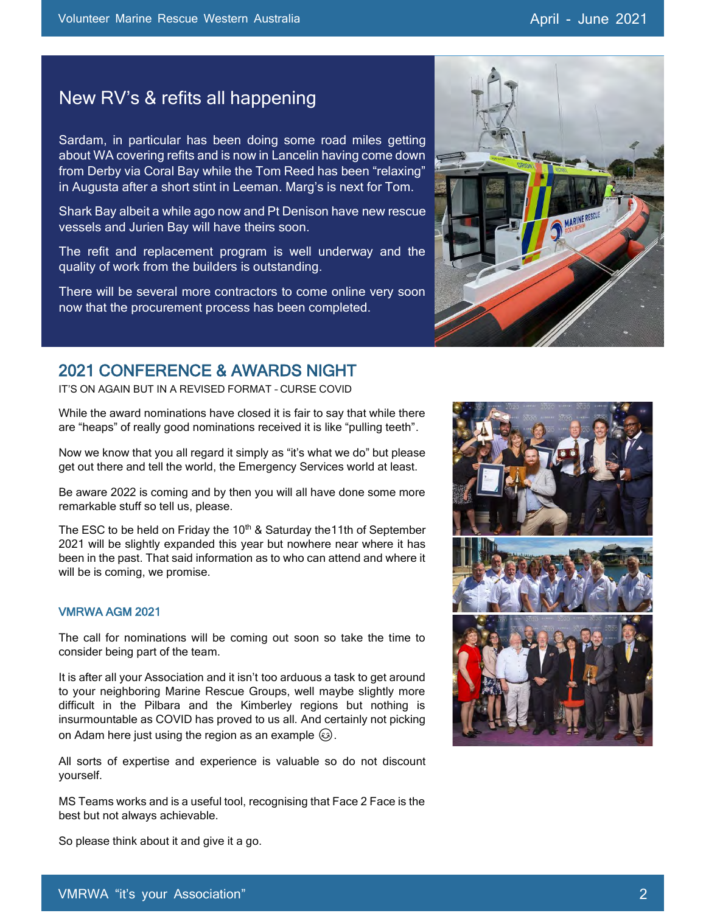## New RV's & refits all happening

Sardam, in particular has been doing some road miles getting about WA covering refits and is now in Lancelin having come down from Derby via Coral Bay while the Tom Reed has been "relaxing" in Augusta after a short stint in Leeman. Marg's is next for Tom.

Shark Bay albeit a while ago now and Pt Denison have new rescue vessels and Jurien Bay will have theirs soon.

The refit and replacement program is well underway and the quality of work from the builders is outstanding.

There will be several more contractors to come online very soon now that the procurement process has been completed.

## 2021 CONFERENCE & AWARDS NIGHT

IT'S ON AGAIN BUT IN A REVISED FORMAT – CURSE COVID

While the award nominations have closed it is fair to say that while there are "heaps" of really good nominations received it is like "pulling teeth".

Now we know that you all regard it simply as "it's what we do" but please get out there and tell the world, the Emergency Services world at least.

Be aware 2022 is coming and by then you will all have done some more remarkable stuff so tell us, please.

The ESC to be held on Friday the 10th & Saturday the11th of September 2021 will be slightly expanded this year but nowhere near where it has been in the past. That said information as to who can attend and where it will be is coming, we promise.

### VMRWA AGM 2021

The call for nominations will be coming out soon so take the time to consider being part of the team.

It is after all your Association and it isn't too arduous a task to get around to your neighboring Marine Rescue Groups, well maybe slightly more difficult in the Pilbara and the Kimberley regions but nothing is insurmountable as COVID has proved to us all. And certainly not picking on Adam here just using the region as an example 😉.

All sorts of expertise and experience is valuable so do not discount yourself.

MS Teams works and is a useful tool, recognising that Face 2 Face is the best but not always achievable.

So please think about it and give it a go.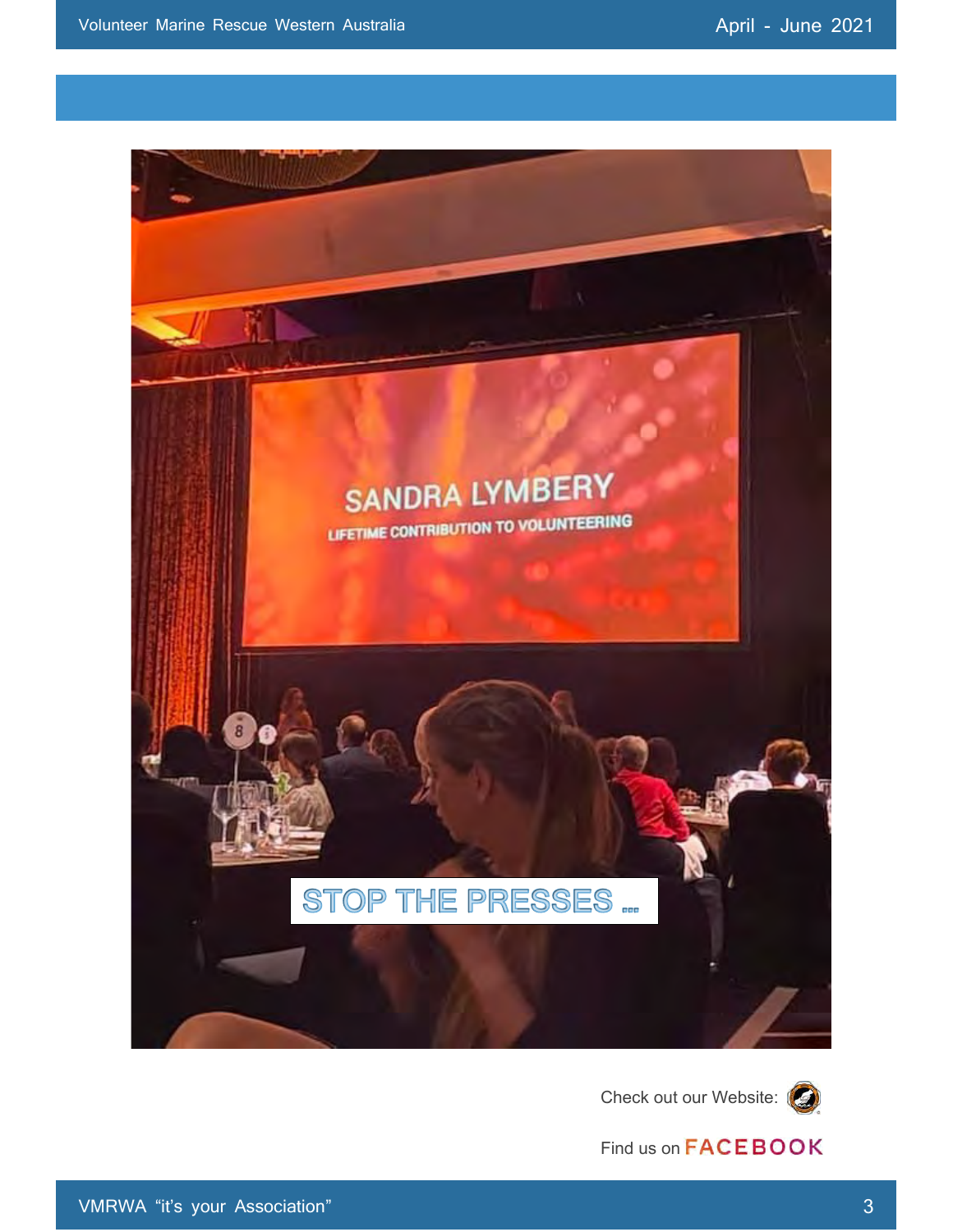SANDRA LYMBERY

LIFETIME CONTRIBUTION TO VOLUNTEERING

STOP THE PRESSES ...

Check out our Website:

Find us on FACEBOOK